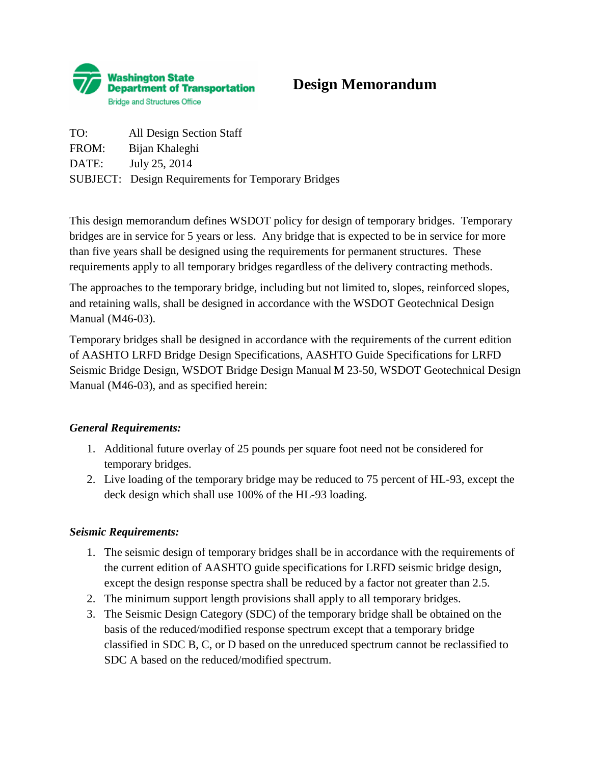Washington State Department of Transportation
Bridge and Structures Office

# Design Memorandum

TO: All Design Section Staff
FROM: Bijan Khaleghi
DATE: July 25, 2014
SUBJECT: Design Requirements for Temporary Bridges

This design memorandum defines WSDOT policy for design of temporary bridges. Temporary bridges are in service for 5 years or less. Any bridge that is expected to be in service for more than five years shall be designed using the requirements for permanent structures. These requirements apply to all temporary bridges regardless of the delivery contracting methods.

The approaches to the temporary bridge, including but not limited to, slopes, reinforced slopes, and retaining walls, shall be designed in accordance with the WSDOT Geotechnical Design Manual (M46-03).

Temporary bridges shall be designed in accordance with the requirements of the current edition of AASHTO LRFD Bridge Design Specifications, AASHTO Guide Specifications for LRFD Seismic Bridge Design, WSDOT Bridge Design Manual M 23-50, WSDOT Geotechnical Design Manual (M46-03), and as specified herein:

***General Requirements:***

1. Additional future overlay of 25 pounds per square foot need not be considered for temporary bridges.
2. Live loading of the temporary bridge may be reduced to 75 percent of HL-93, except the deck design which shall use 100% of the HL-93 loading.

***Seismic Requirements:***

1. The seismic design of temporary bridges shall be in accordance with the requirements of the current edition of AASHTO guide specifications for LRFD seismic bridge design, except the design response spectra shall be reduced by a factor not greater than 2.5.
2. The minimum support length provisions shall apply to all temporary bridges.
3. The Seismic Design Category (SDC) of the temporary bridge shall be obtained on the basis of the reduced/modified response spectrum except that a temporary bridge classified in SDC B, C, or D based on the unreduced spectrum cannot be reclassified to SDC A based on the reduced/modified spectrum.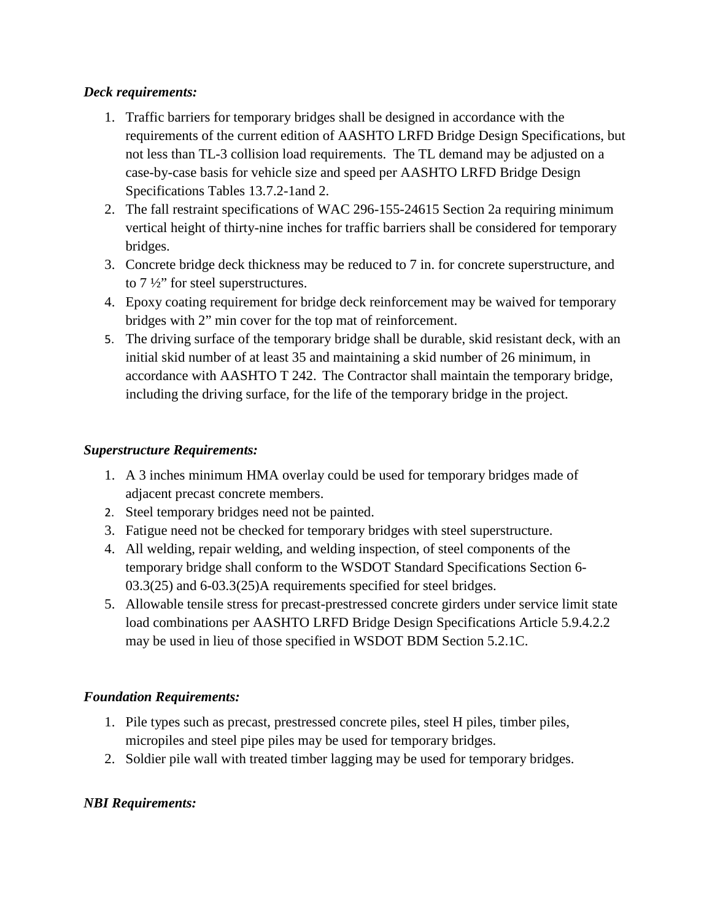***Deck requirements:***

1. Traffic barriers for temporary bridges shall be designed in accordance with the requirements of the current edition of AASHTO LRFD Bridge Design Specifications, but not less than TL-3 collision load requirements. The TL demand may be adjusted on a case-by-case basis for vehicle size and speed per AASHTO LRFD Bridge Design Specifications Tables 13.7.2-1and 2.
2. The fall restraint specifications of WAC 296-155-24615 Section 2a requiring minimum vertical height of thirty-nine inches for traffic barriers shall be considered for temporary bridges.
3. Concrete bridge deck thickness may be reduced to 7 in. for concrete superstructure, and to 7 ½" for steel superstructures.
4. Epoxy coating requirement for bridge deck reinforcement may be waived for temporary bridges with 2" min cover for the top mat of reinforcement.
5. The driving surface of the temporary bridge shall be durable, skid resistant deck, with an initial skid number of at least 35 and maintaining a skid number of 26 minimum, in accordance with AASHTO T 242. The Contractor shall maintain the temporary bridge, including the driving surface, for the life of the temporary bridge in the project.

***Superstructure Requirements:***

1. A 3 inches minimum HMA overlay could be used for temporary bridges made of adjacent precast concrete members.
2. Steel temporary bridges need not be painted.
3. Fatigue need not be checked for temporary bridges with steel superstructure.
4. All welding, repair welding, and welding inspection, of steel components of the temporary bridge shall conform to the WSDOT Standard Specifications Section 6-03.3(25) and 6-03.3(25)A requirements specified for steel bridges.
5. Allowable tensile stress for precast-prestressed concrete girders under service limit state load combinations per AASHTO LRFD Bridge Design Specifications Article 5.9.4.2.2 may be used in lieu of those specified in WSDOT BDM Section 5.2.1C.

***Foundation Requirements:***

1. Pile types such as precast, prestressed concrete piles, steel H piles, timber piles, micropiles and steel pipe piles may be used for temporary bridges.
2. Soldier pile wall with treated timber lagging may be used for temporary bridges.

***NBI Requirements:***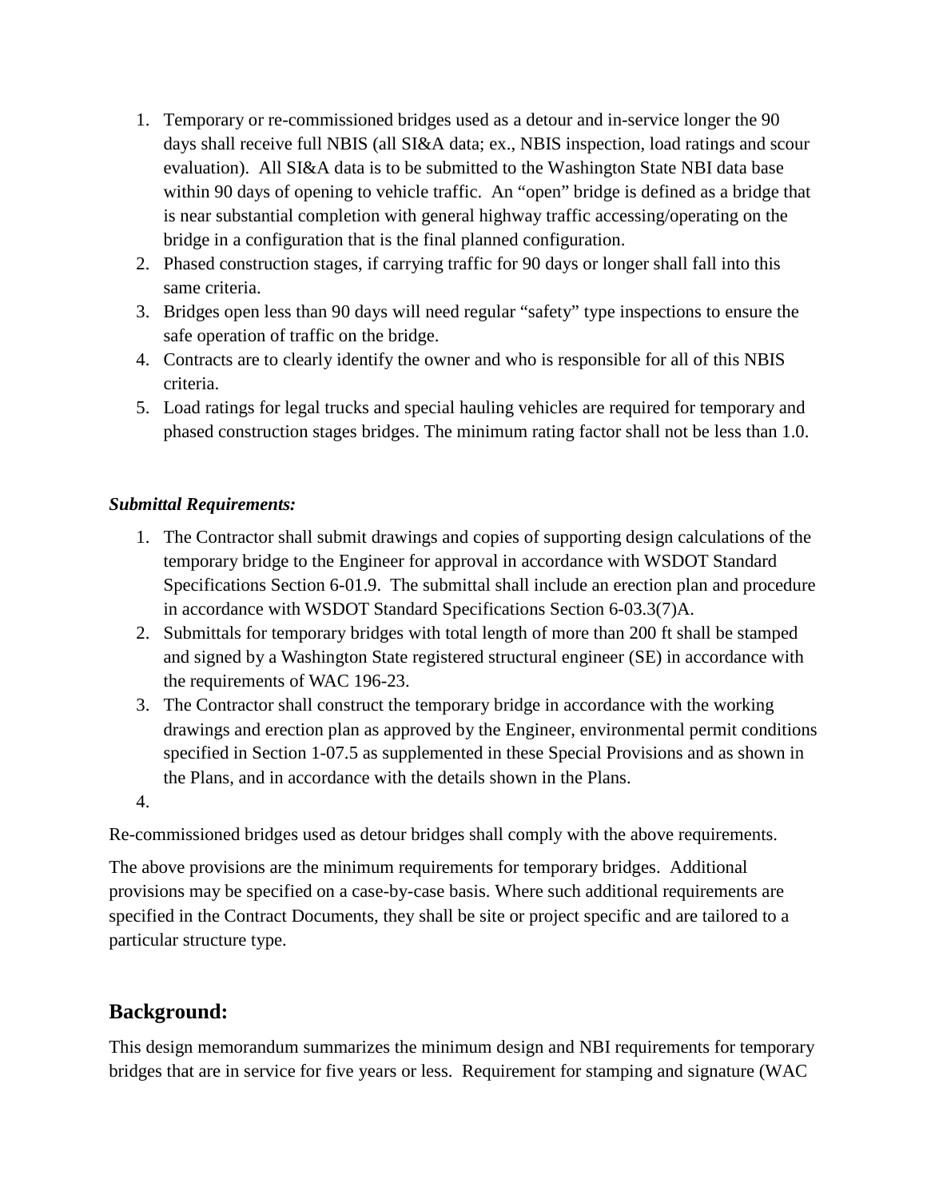1. Temporary or re-commissioned bridges used as a detour and in-service longer the 90 days shall receive full NBIS (all SI&A data; ex., NBIS inspection, load ratings and scour evaluation). All SI&A data is to be submitted to the Washington State NBI data base within 90 days of opening to vehicle traffic. An "open" bridge is defined as a bridge that is near substantial completion with general highway traffic accessing/operating on the bridge in a configuration that is the final planned configuration.
2. Phased construction stages, if carrying traffic for 90 days or longer shall fall into this same criteria.
3. Bridges open less than 90 days will need regular "safety" type inspections to ensure the safe operation of traffic on the bridge.
4. Contracts are to clearly identify the owner and who is responsible for all of this NBIS criteria.
5. Load ratings for legal trucks and special hauling vehicles are required for temporary and phased construction stages bridges. The minimum rating factor shall not be less than 1.0.

***Submittal Requirements:***

1. The Contractor shall submit drawings and copies of supporting design calculations of the temporary bridge to the Engineer for approval in accordance with WSDOT Standard Specifications Section 6-01.9. The submittal shall include an erection plan and procedure in accordance with WSDOT Standard Specifications Section 6-03.3(7)A.
2. Submittals for temporary bridges with total length of more than 200 ft shall be stamped and signed by a Washington State registered structural engineer (SE) in accordance with the requirements of WAC 196-23.
3. The Contractor shall construct the temporary bridge in accordance with the working drawings and erection plan as approved by the Engineer, environmental permit conditions specified in Section 1-07.5 as supplemented in these Special Provisions and as shown in the Plans, and in accordance with the details shown in the Plans.
4.

Re-commissioned bridges used as detour bridges shall comply with the above requirements.

The above provisions are the minimum requirements for temporary bridges. Additional provisions may be specified on a case-by-case basis. Where such additional requirements are specified in the Contract Documents, they shall be site or project specific and are tailored to a particular structure type.

## Background:

This design memorandum summarizes the minimum design and NBI requirements for temporary bridges that are in service for five years or less. Requirement for stamping and signature (WAC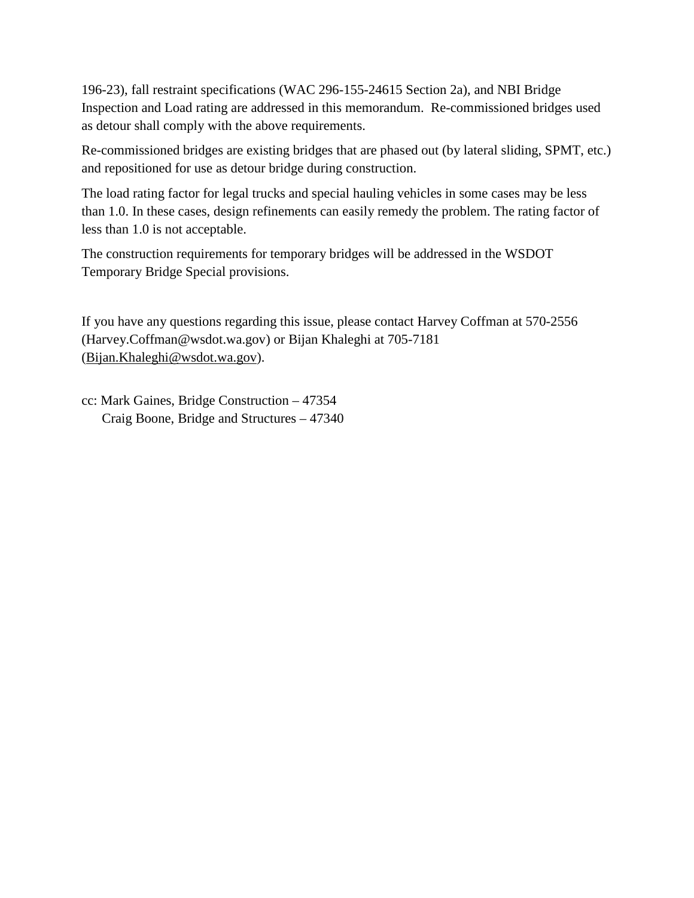196-23), fall restraint specifications (WAC 296-155-24615 Section 2a), and NBI Bridge Inspection and Load rating are addressed in this memorandum. Re-commissioned bridges used as detour shall comply with the above requirements.

Re-commissioned bridges are existing bridges that are phased out (by lateral sliding, SPMT, etc.) and repositioned for use as detour bridge during construction.

The load rating factor for legal trucks and special hauling vehicles in some cases may be less than 1.0. In these cases, design refinements can easily remedy the problem. The rating factor of less than 1.0 is not acceptable.

The construction requirements for temporary bridges will be addressed in the WSDOT Temporary Bridge Special provisions.

If you have any questions regarding this issue, please contact Harvey Coffman at 570-2556 (Harvey.Coffman@wsdot.wa.gov) or Bijan Khaleghi at 705-7181 (Bijan.Khaleghi@wsdot.wa.gov).

cc: Mark Gaines, Bridge Construction – 47354
Craig Boone, Bridge and Structures – 47340